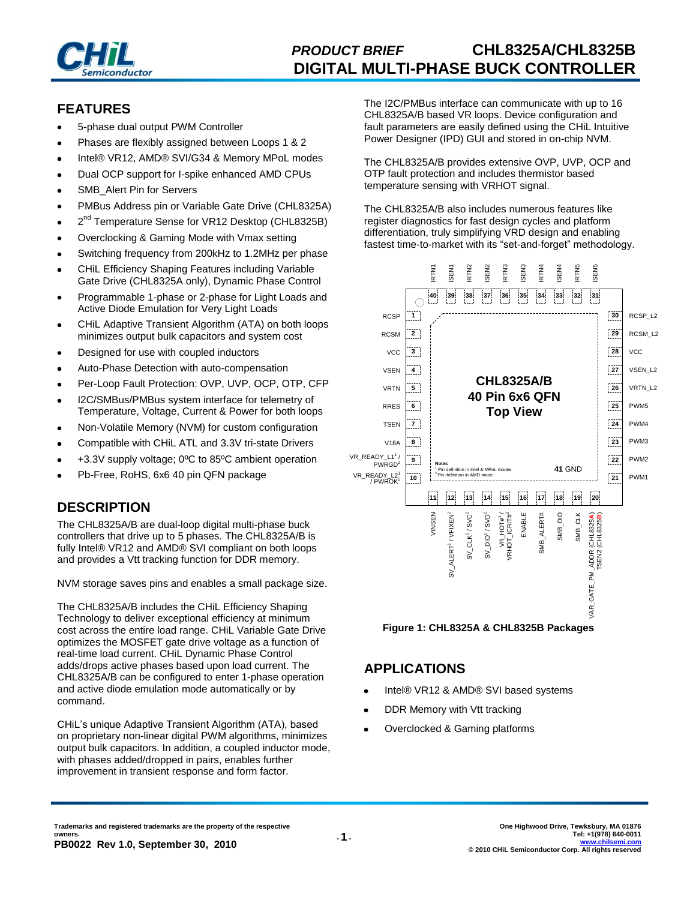# PRODUCT BRIEF CHL8325A/CHL8325B
# DIGITAL MULTI-PHASE BUCK CONTROLLER

## FEATURES

- 5-phase dual output PWM Controller
- Phases are flexibly assigned between Loops 1 & 2
- Intel® VR12, AMD® SVI/G34 & Memory MPoL modes
- Dual OCP support for I-spike enhanced AMD CPUs
- SMB_Alert Pin for Servers
- PMBus Address pin or Variable Gate Drive (CHL8325A)
- 2nd Temperature Sense for VR12 Desktop (CHL8325B)
- Overclocking & Gaming Mode with Vmax setting
- Switching frequency from 200kHz to 1.2MHz per phase
- CHiL Efficiency Shaping Features including Variable Gate Drive (CHL8325A only), Dynamic Phase Control
- Programmable 1-phase or 2-phase for Light Loads and Active Diode Emulation for Very Light Loads
- CHiL Adaptive Transient Algorithm (ATA) on both loops minimizes output bulk capacitors and system cost
- Designed for use with coupled inductors
- Auto-Phase Detection with auto-compensation
- Per-Loop Fault Protection: OVP, UVP, OCP, OTP, CFP
- I2C/SMBus/PMBus system interface for telemetry of Temperature, Voltage, Current & Power for both loops
- Non-Volatile Memory (NVM) for custom configuration
- Compatible with CHiL ATL and 3.3V tri-state Drivers
- +3.3V supply voltage; 0ºC to 85ºC ambient operation
- Pb-Free, RoHS, 6x6 40 pin QFN package

## DESCRIPTION

The CHL8325A/B are dual-loop digital multi-phase buck controllers that drive up to 5 phases. The CHL8325A/B is fully Intel® VR12 and AMD® SVI compliant on both loops and provides a Vtt tracking function for DDR memory.

NVM storage saves pins and enables a small package size.

The CHL8325A/B includes the CHiL Efficiency Shaping Technology to deliver exceptional efficiency at minimum cost across the entire load range. CHiL Variable Gate Drive optimizes the MOSFET gate drive voltage as a function of real-time load current. CHiL Dynamic Phase Control adds/drops active phases based upon load current. The CHL8325A/B can be configured to enter 1-phase operation and active diode emulation mode automatically or by command.

CHiL's unique Adaptive Transient Algorithm (ATA), based on proprietary non-linear digital PWM algorithms, minimizes output bulk capacitors. In addition, a coupled inductor mode, with phases added/dropped in pairs, enables further improvement in transient response and form factor.

The I2C/PMBus interface can communicate with up to 16 CHL8325A/B based VR loops. Device configuration and fault parameters are easily defined using the CHiL Intuitive Power Designer (IPD) GUI and stored in on-chip NVM.

The CHL8325A/B provides extensive OVP, UVP, OCP and OTP fault protection and includes thermistor based temperature sensing with VRHOT signal.

The CHL8325A/B also includes numerous features like register diagnostics for fast design cycles and platform differentiation, truly simplifying VRD design and enabling fastest time-to-market with its "set-and-forget" methodology.

CHL8325A/B 40 Pin 6x6 QFN Top View

| Pin | Name | Pin | Name |
|---|---|---|---|
| 1 | RCSP | 21 | PWM1 |
| 2 | RCSM | 22 | PWM2 |
| 3 | VCC | 23 | PWM3 |
| 4 | VSEN | 24 | PWM4 |
| 5 | VRTN | 25 | PWM5 |
| 6 | RRES | 26 | VRTN_L2 |
| 7 | TSEN | 27 | VSEN_L2 |
| 8 | V18A | 28 | VCC |
| 9 | VR_READY_L1[1] / PWRGD[2] | 29 | RCSM_L2 |
| 10 | VR_READY_L2[1] / PWROK[2] | 30 | RCSP_L2 |
| 11 | VINSEN | 31 | ISEN5 |
| 12 | SV_ALERT[1] / VFIXEN[2] | 32 | IRTN5 |
| 13 | SV_CLK[1] / SVC[2] | 33 | ISEN4 |
| 14 | SV_DIO[1] / SVD[2] | 34 | IRTN4 |
| 15 | VR_HOT#[1] / VRHOT_ICRIT#[2] | 35 | ISEN3 |
| 16 | ENABLE | 36 | IRTN3 |
| 17 | SMB_ALERT# | 37 | ISEN2 |
| 18 | SMB_DIO | 38 | IRTN2 |
| 19 | SMB_CLK | 39 | ISEN1 |
| 20 | VAR_GATE_PM_ADDR (CHL8325A) / TSEN2 (CHL8325B) | 40 | IRTN1 |
| 41 | GND | | |

Notes
[1] Pin definition in Intel & MPoL modes
[2] Pin definition in AMD mode

**Figure 1: CHL8325A & CHL8325B Packages**

## APPLICATIONS

- Intel® VR12 & AMD® SVI based systems
- DDR Memory with Vtt tracking
- Overclocked & Gaming platforms

Trademarks and registered trademarks are the property of the respective owners.
**PB0022 Rev 1.0, September 30, 2010**

One Highwood Drive, Tewksbury, MA 01876
Tel: +1(978) 640-0011
www.chilsemi.com
© 2010 CHiL Semiconductor Corp. All rights reserved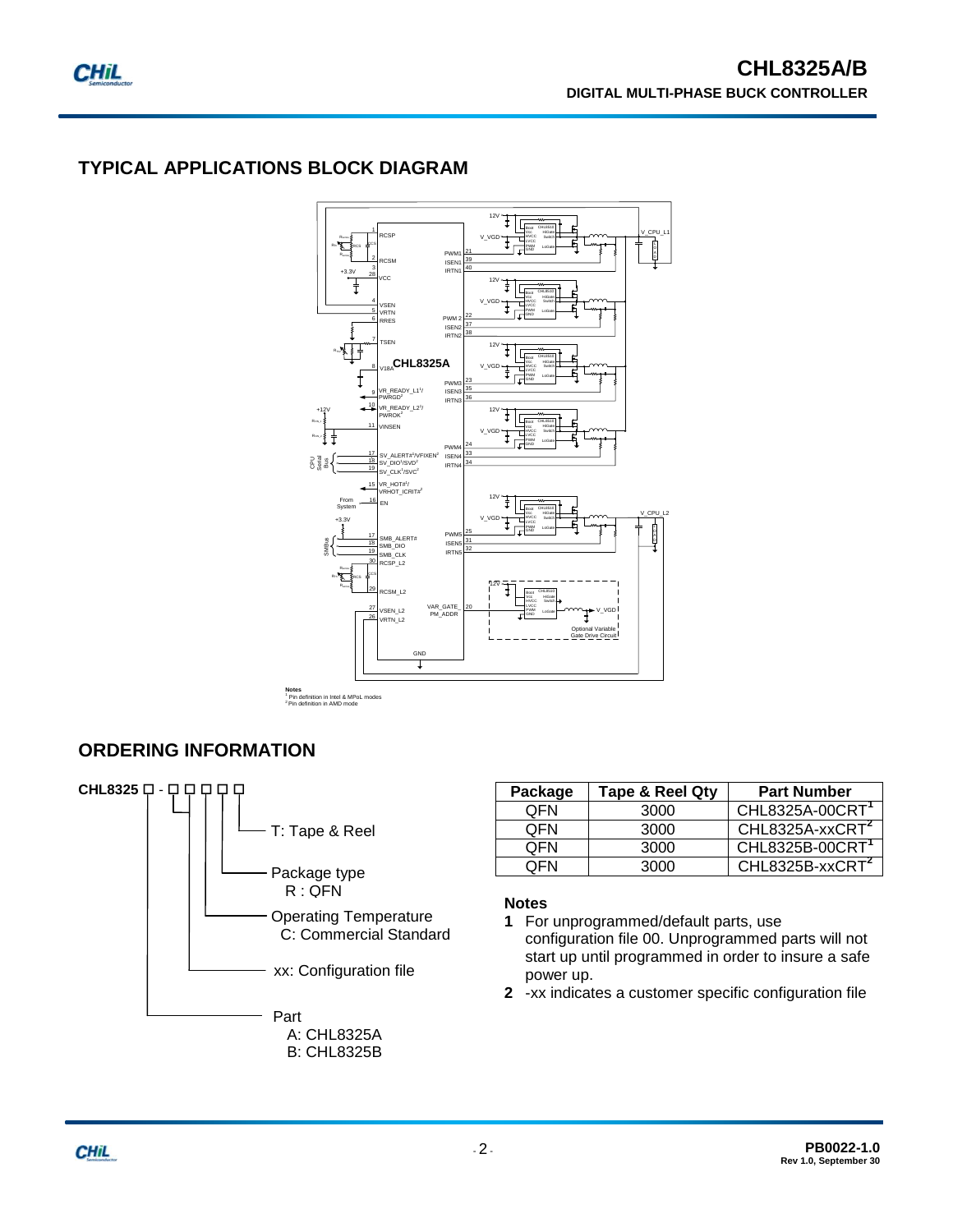## TYPICAL APPLICATIONS BLOCK DIAGRAM

**Notes**
[1] Pin definition in Intel & MPoL modes
[2] Pin definition in AMD mode

## ORDERING INFORMATION

**CHL8325 □ - □ □ □ □ □**

- T: Tape & Reel
- Package type
  R : QFN
- Operating Temperature
  C: Commercial Standard
- xx: Configuration file
- Part
  A: CHL8325A
  B: CHL8325B

| Package | Tape & Reel Qty | Part Number |
|---|---|---|
| QFN | 3000 | CHL8325A-00CRT[1] |
| QFN | 3000 | CHL8325A-xxCRT[2] |
| QFN | 3000 | CHL8325B-00CRT[1] |
| QFN | 3000 | CHL8325B-xxCRT[2] |

**Notes**

**1** For unprogrammed/default parts, use configuration file 00. Unprogrammed parts will not start up until programmed in order to insure a safe power up.

**2** -xx indicates a customer specific configuration file